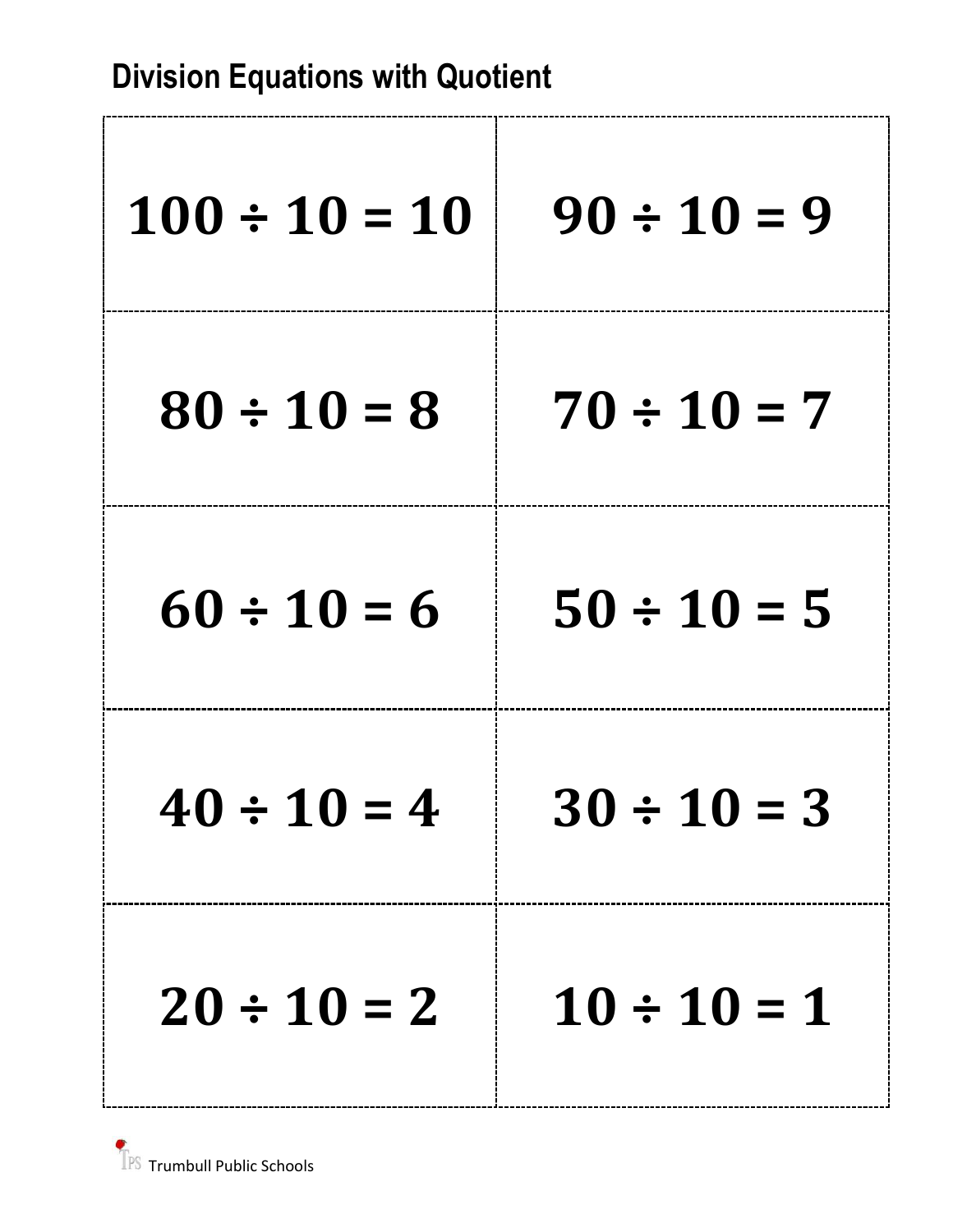# Division Equations with Quotient

| | |
|---|---|
| $100 \div 10 = 10$ | $90 \div 10 = 9$ |
| $80 \div 10 = 8$ | $70 \div 10 = 7$ |
| $60 \div 10 = 6$ | $50 \div 10 = 5$ |
| $40 \div 10 = 4$ | $30 \div 10 = 3$ |
| $20 \div 10 = 2$ | $10 \div 10 = 1$ |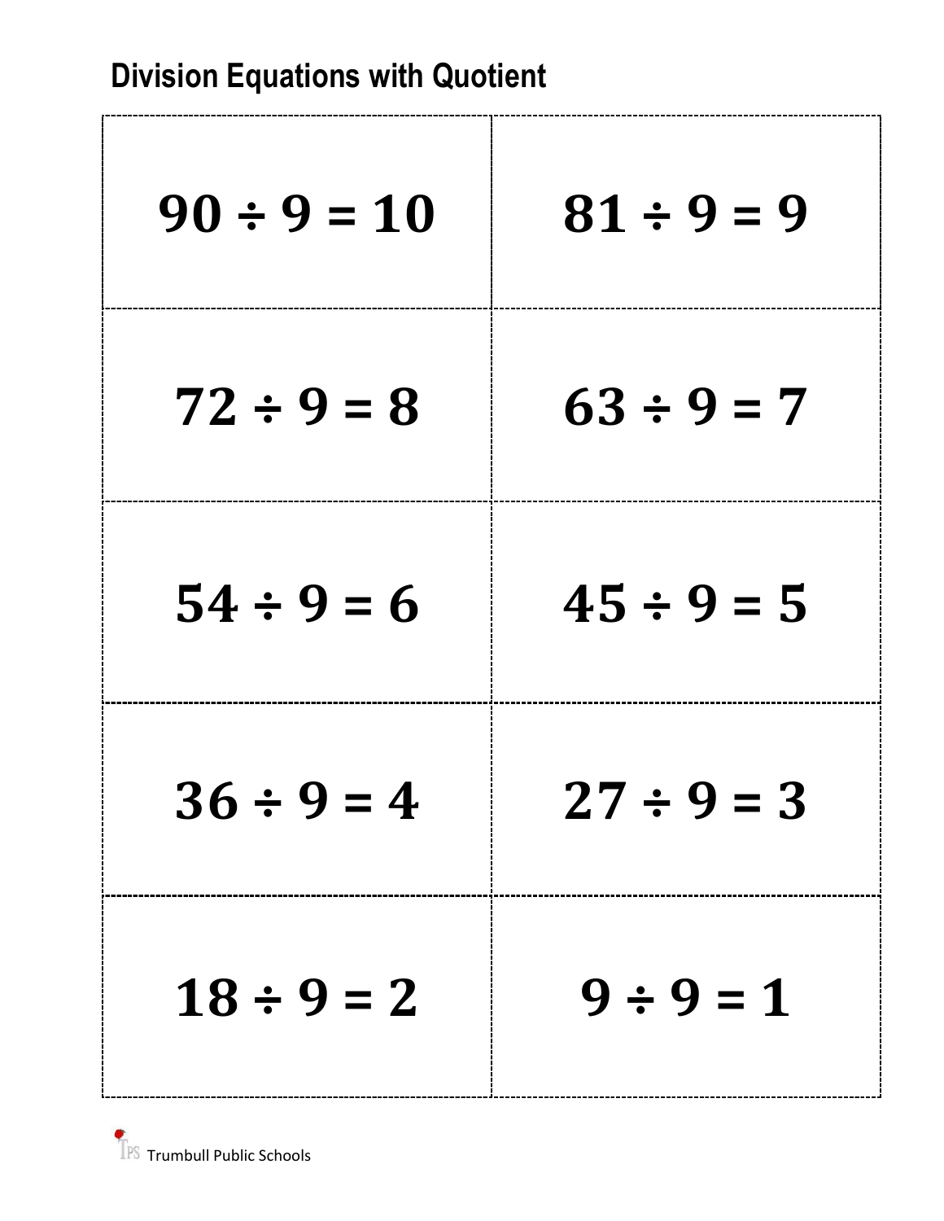## Division Equations with Quotient

| | |
|---|---|
| $90 \div 9 = 10$ | $81 \div 9 = 9$ |
| $72 \div 9 = 8$ | $63 \div 9 = 7$ |
| $54 \div 9 = 6$ | $45 \div 9 = 5$ |
| $36 \div 9 = 4$ | $27 \div 9 = 3$ |
| $18 \div 9 = 2$ | $9 \div 9 = 1$ |

TPS Trumbull Public Schools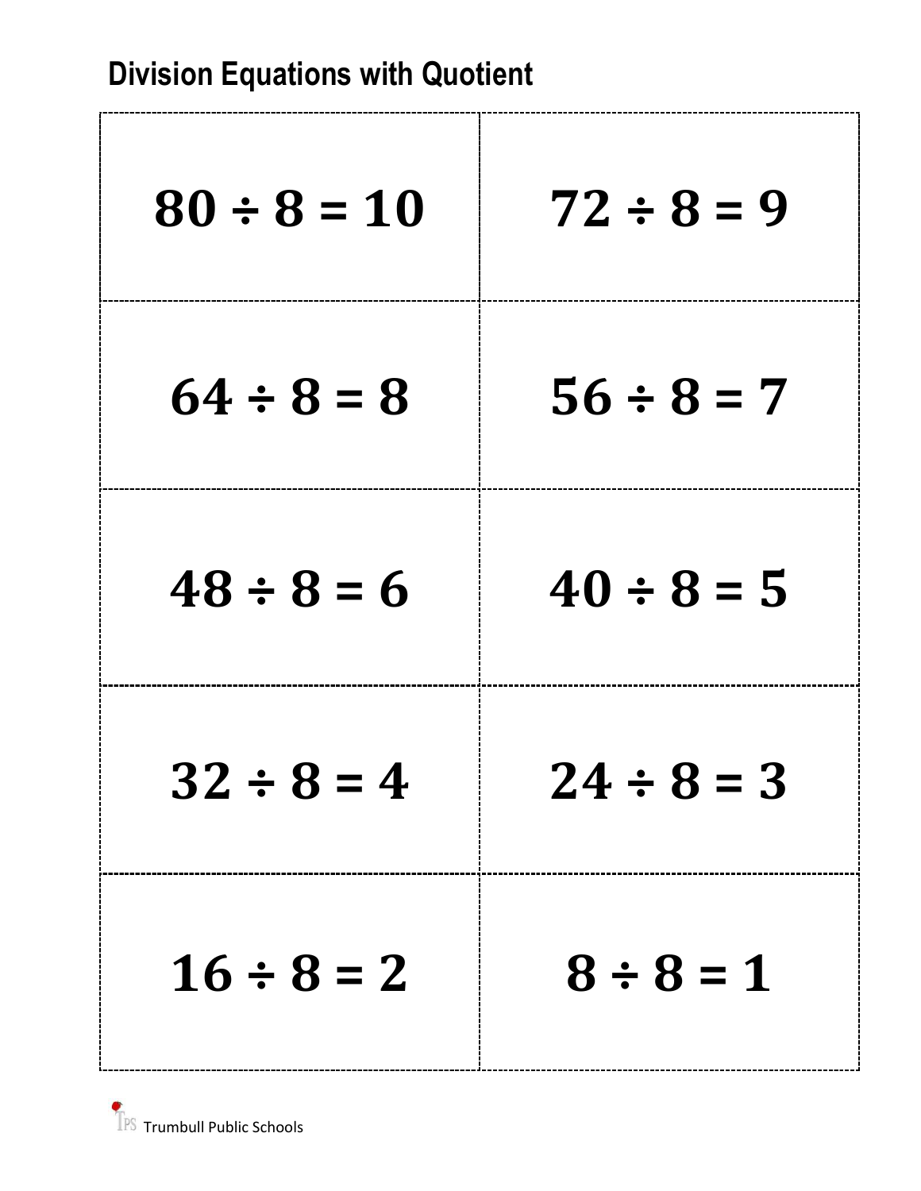## Division Equations with Quotient

| | |
|---|---|
| $80 \div 8 = 10$ | $72 \div 8 = 9$ |
| $64 \div 8 = 8$ | $56 \div 8 = 7$ |
| $48 \div 8 = 6$ | $40 \div 8 = 5$ |
| $32 \div 8 = 4$ | $24 \div 8 = 3$ |
| $16 \div 8 = 2$ | $8 \div 8 = 1$ |

TPS Trumbull Public Schools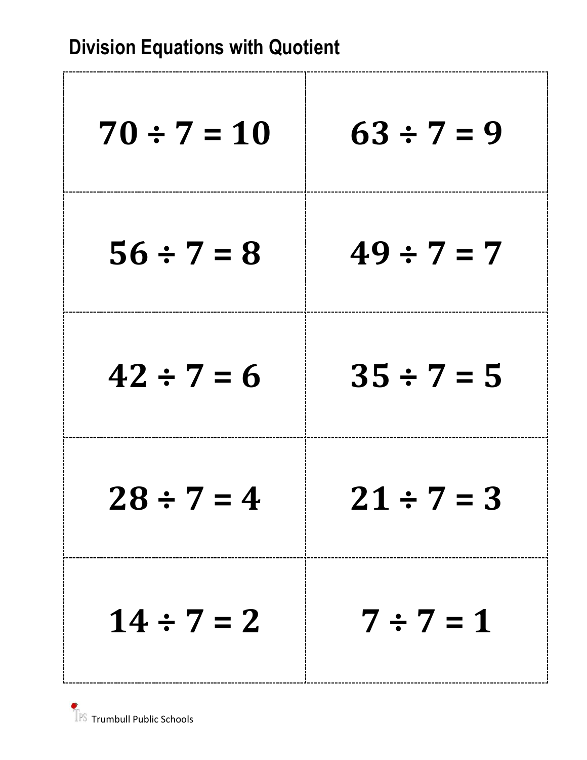## Division Equations with Quotient

| | |
|---|---|
| $70 \div 7 = 10$ | $63 \div 7 = 9$ |
| $56 \div 7 = 8$ | $49 \div 7 = 7$ |
| $42 \div 7 = 6$ | $35 \div 7 = 5$ |
| $28 \div 7 = 4$ | $21 \div 7 = 3$ |
| $14 \div 7 = 2$ | $7 \div 7 = 1$ |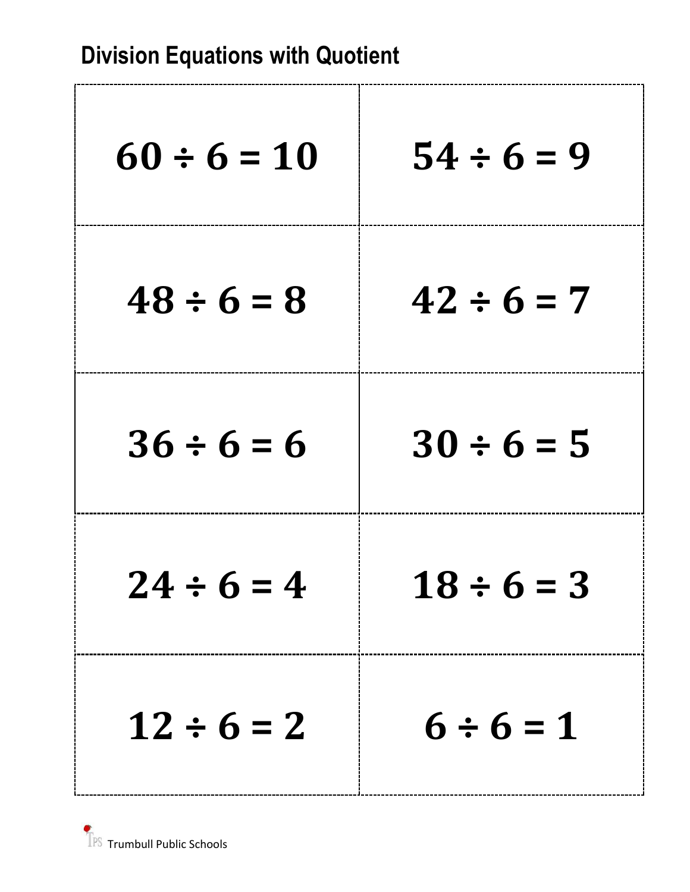## Division Equations with Quotient

| | |
|---|---|
| $60 \div 6 = 10$ | $54 \div 6 = 9$ |
| $48 \div 6 = 8$ | $42 \div 6 = 7$ |
| $36 \div 6 = 6$ | $30 \div 6 = 5$ |
| $24 \div 6 = 4$ | $18 \div 6 = 3$ |
| $12 \div 6 = 2$ | $6 \div 6 = 1$ |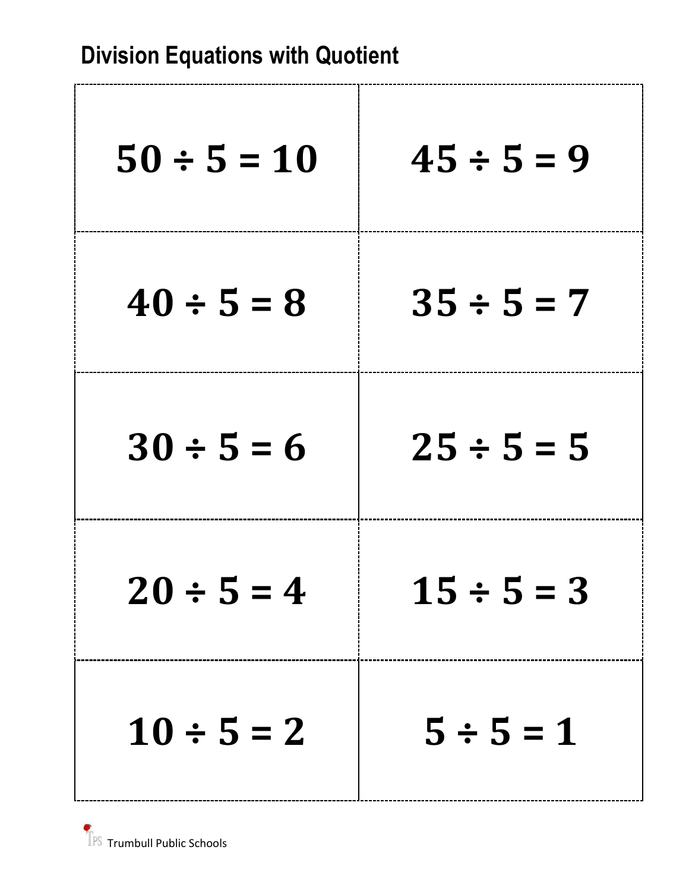# Division Equations with Quotient

| | |
|---|---|
| $50 \div 5 = 10$ | $45 \div 5 = 9$ |
| $40 \div 5 = 8$ | $35 \div 5 = 7$ |
| $30 \div 5 = 6$ | $25 \div 5 = 5$ |
| $20 \div 5 = 4$ | $15 \div 5 = 3$ |
| $10 \div 5 = 2$ | $5 \div 5 = 1$ |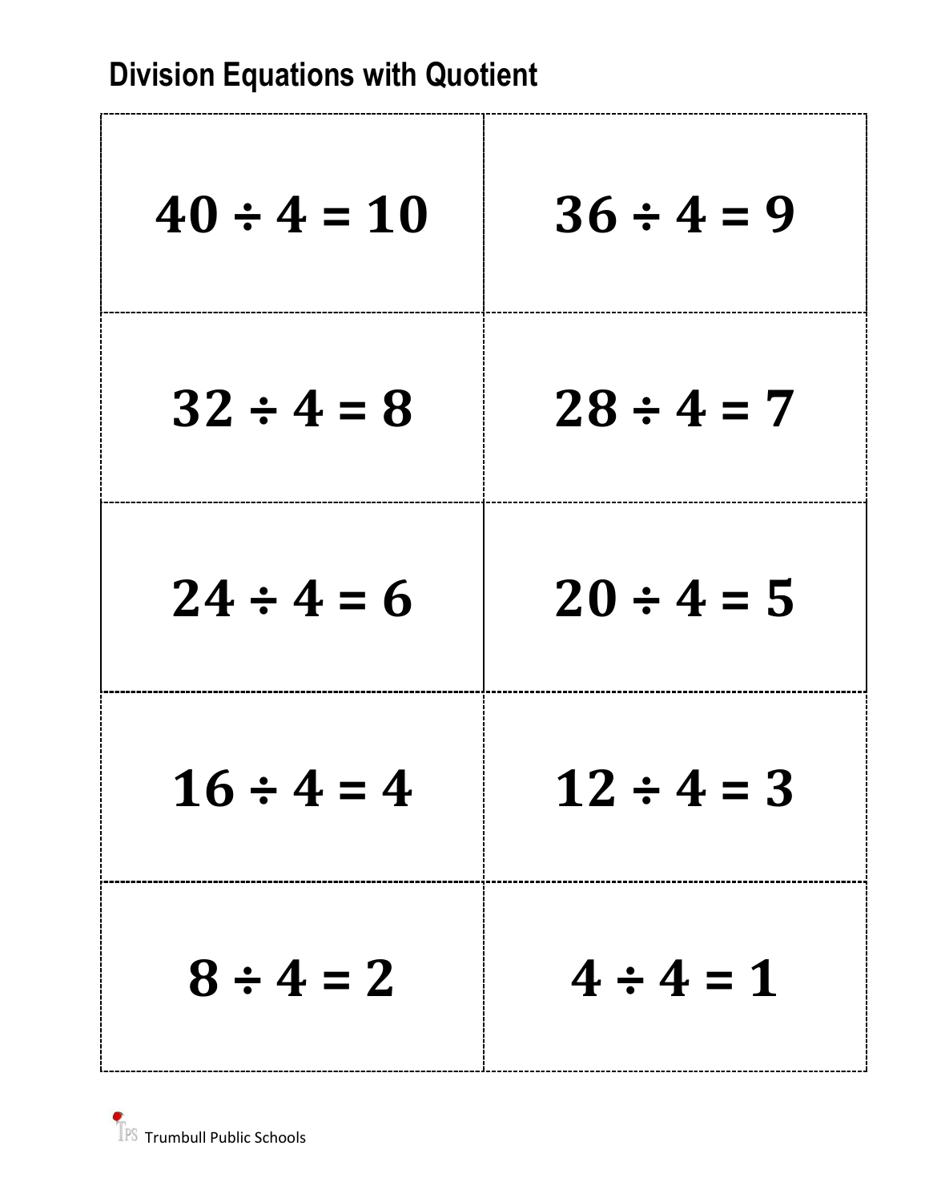# Division Equations with Quotient

| | |
|---|---|
| $40 \div 4 = 10$ | $36 \div 4 = 9$ |
| $32 \div 4 = 8$ | $28 \div 4 = 7$ |
| $24 \div 4 = 6$ | $20 \div 4 = 5$ |
| $16 \div 4 = 4$ | $12 \div 4 = 3$ |
| $8 \div 4 = 2$ | $4 \div 4 = 1$ |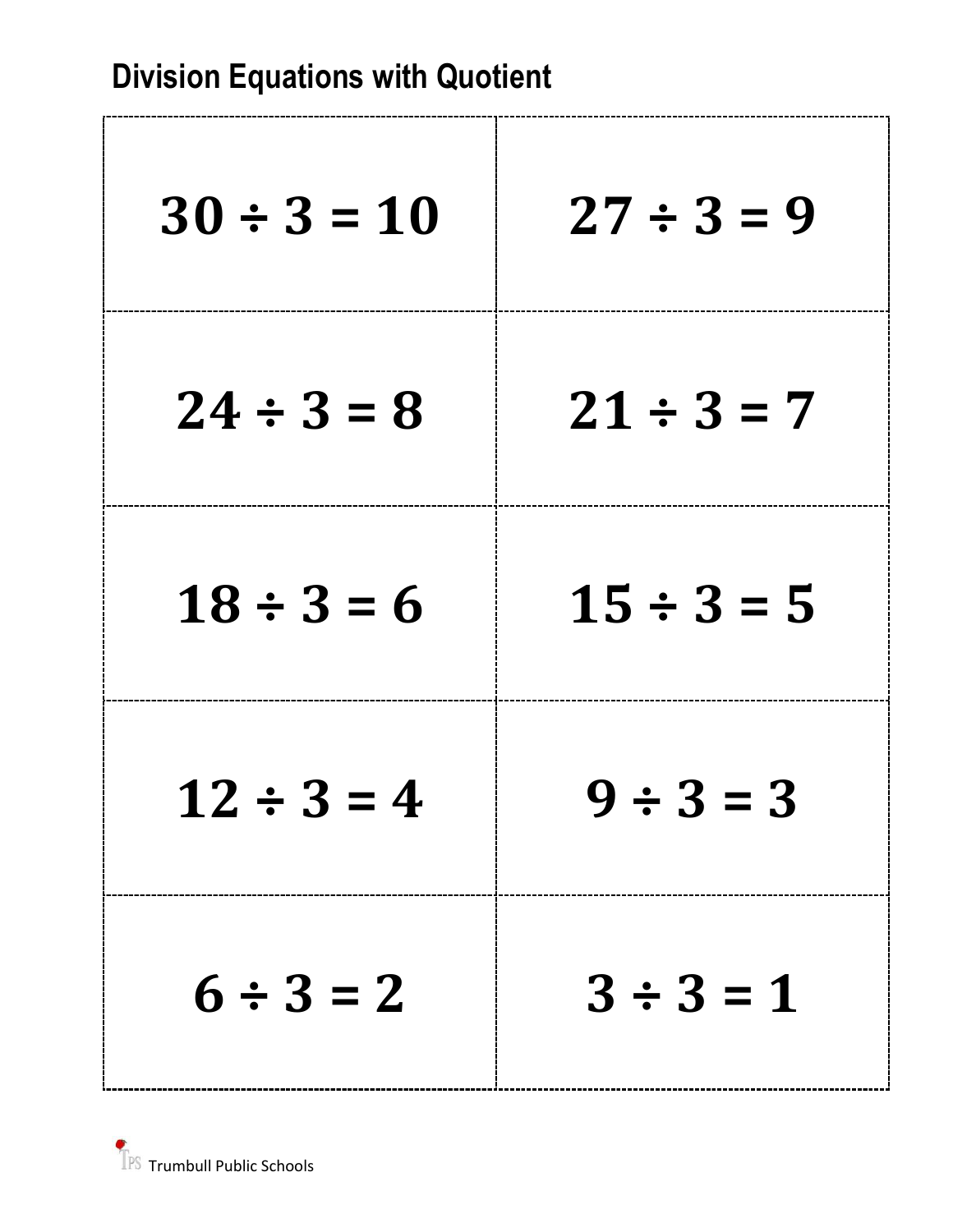# Division Equations with Quotient

| | |
|---|---|
| $30 \div 3 = 10$ | $27 \div 3 = 9$ |
| $24 \div 3 = 8$ | $21 \div 3 = 7$ |
| $18 \div 3 = 6$ | $15 \div 3 = 5$ |
| $12 \div 3 = 4$ | $9 \div 3 = 3$ |
| $6 \div 3 = 2$ | $3 \div 3 = 1$ |

TPS Trumbull Public Schools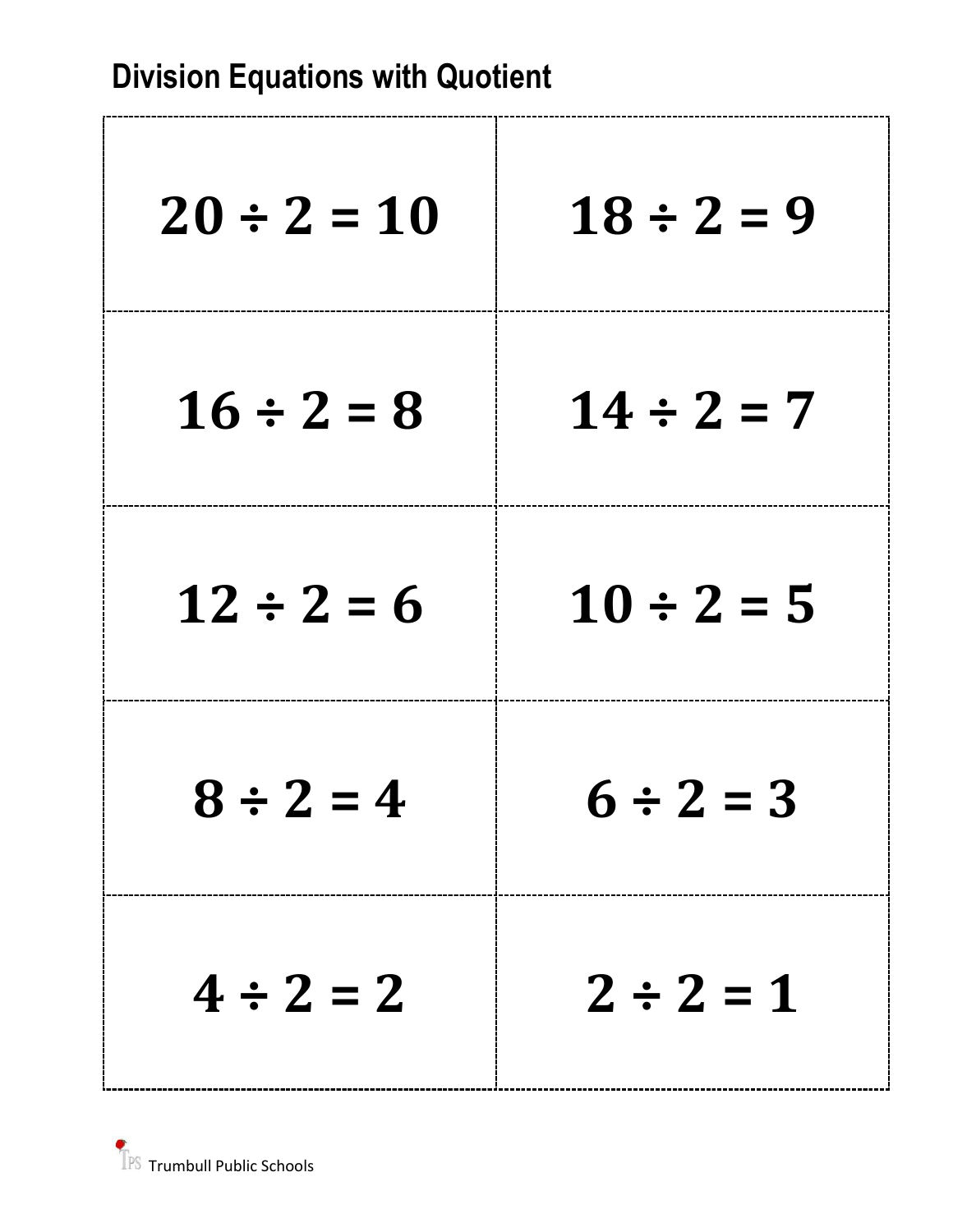# Division Equations with Quotient

| | |
|---|---|
| $20 \div 2 = 10$ | $18 \div 2 = 9$ |
| $16 \div 2 = 8$ | $14 \div 2 = 7$ |
| $12 \div 2 = 6$ | $10 \div 2 = 5$ |
| $8 \div 2 = 4$ | $6 \div 2 = 3$ |
| $4 \div 2 = 2$ | $2 \div 2 = 1$ |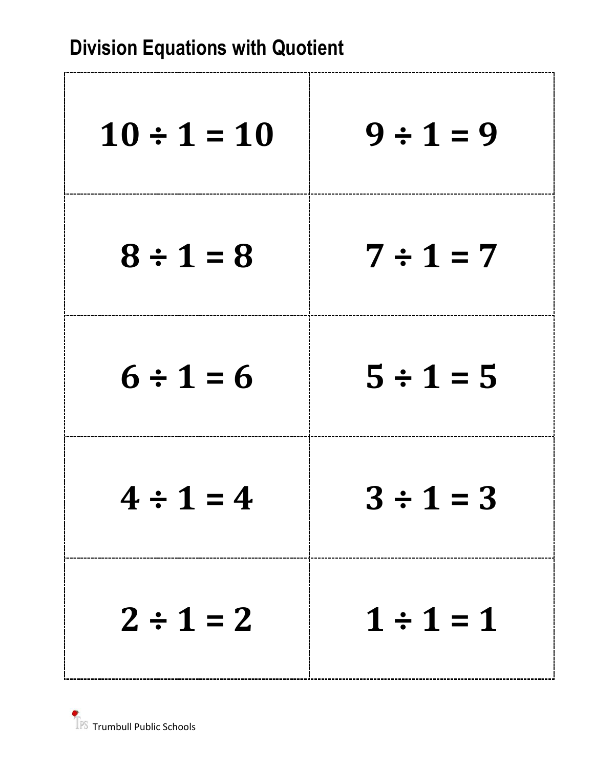# Division Equations with Quotient

| | |
|---|---|
| $10 \div 1 = 10$ | $9 \div 1 = 9$ |
| $8 \div 1 = 8$ | $7 \div 1 = 7$ |
| $6 \div 1 = 6$ | $5 \div 1 = 5$ |
| $4 \div 1 = 4$ | $3 \div 1 = 3$ |
| $2 \div 1 = 2$ | $1 \div 1 = 1$ |